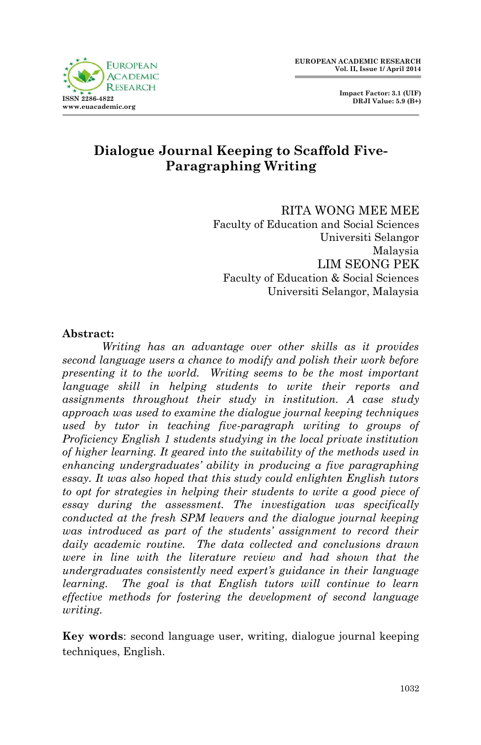# Dialogue Journal Keeping to Scaffold Five-Paragraphing Writing

RITA WONG MEE MEE
Faculty of Education and Social Sciences
Universiti Selangor
Malaysia

LIM SEONG PEK
Faculty of Education & Social Sciences
Universiti Selangor, Malaysia

**Abstract:**

*Writing has an advantage over other skills as it provides second language users a chance to modify and polish their work before presenting it to the world. Writing seems to be the most important language skill in helping students to write their reports and assignments throughout their study in institution. A case study approach was used to examine the dialogue journal keeping techniques used by tutor in teaching five-paragraph writing to groups of Proficiency English 1 students studying in the local private institution of higher learning. It geared into the suitability of the methods used in enhancing undergraduates' ability in producing a five paragraphing essay. It was also hoped that this study could enlighten English tutors to opt for strategies in helping their students to write a good piece of essay during the assessment. The investigation was specifically conducted at the fresh SPM leavers and the dialogue journal keeping was introduced as part of the students' assignment to record their daily academic routine. The data collected and conclusions drawn were in line with the literature review and had shown that the undergraduates consistently need expert's guidance in their language learning. The goal is that English tutors will continue to learn effective methods for fostering the development of second language writing.*

**Key words**: second language user, writing, dialogue journal keeping techniques, English.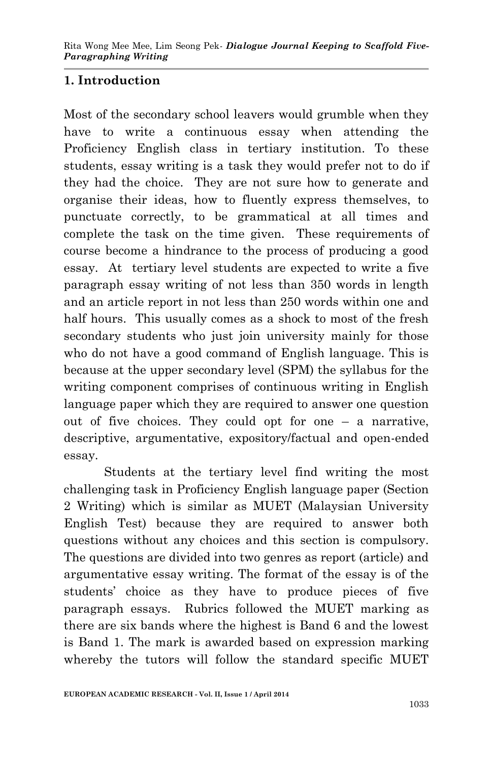## 1. Introduction

Most of the secondary school leavers would grumble when they have to write a continuous essay when attending the Proficiency English class in tertiary institution. To these students, essay writing is a task they would prefer not to do if they had the choice. They are not sure how to generate and organise their ideas, how to fluently express themselves, to punctuate correctly, to be grammatical at all times and complete the task on the time given. These requirements of course become a hindrance to the process of producing a good essay. At tertiary level students are expected to write a five paragraph essay writing of not less than 350 words in length and an article report in not less than 250 words within one and half hours. This usually comes as a shock to most of the fresh secondary students who just join university mainly for those who do not have a good command of English language. This is because at the upper secondary level (SPM) the syllabus for the writing component comprises of continuous writing in English language paper which they are required to answer one question out of five choices. They could opt for one – a narrative, descriptive, argumentative, expository/factual and open-ended essay.

Students at the tertiary level find writing the most challenging task in Proficiency English language paper (Section 2 Writing) which is similar as MUET (Malaysian University English Test) because they are required to answer both questions without any choices and this section is compulsory. The questions are divided into two genres as report (article) and argumentative essay writing. The format of the essay is of the students' choice as they have to produce pieces of five paragraph essays. Rubrics followed the MUET marking as there are six bands where the highest is Band 6 and the lowest is Band 1. The mark is awarded based on expression marking whereby the tutors will follow the standard specific MUET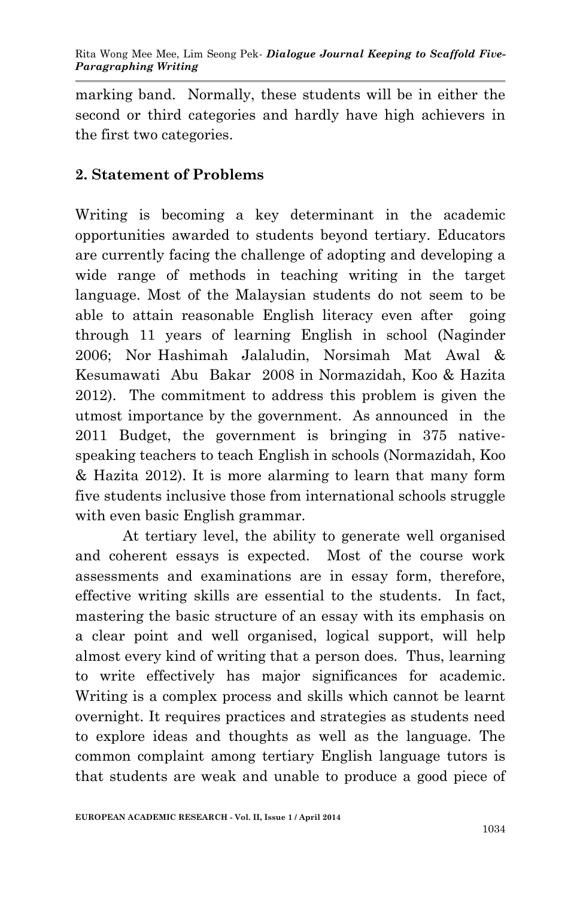marking band. Normally, these students will be in either the second or third categories and hardly have high achievers in the first two categories.

## 2. Statement of Problems

Writing is becoming a key determinant in the academic opportunities awarded to students beyond tertiary. Educators are currently facing the challenge of adopting and developing a wide range of methods in teaching writing in the target language. Most of the Malaysian students do not seem to be able to attain reasonable English literacy even after going through 11 years of learning English in school (Naginder 2006; Nor Hashimah Jalaludin, Norsimah Mat Awal & Kesumawati Abu Bakar 2008 in Normazidah, Koo & Hazita 2012). The commitment to address this problem is given the utmost importance by the government. As announced in the 2011 Budget, the government is bringing in 375 native-speaking teachers to teach English in schools (Normazidah, Koo & Hazita 2012). It is more alarming to learn that many form five students inclusive those from international schools struggle with even basic English grammar.

At tertiary level, the ability to generate well organised and coherent essays is expected. Most of the course work assessments and examinations are in essay form, therefore, effective writing skills are essential to the students. In fact, mastering the basic structure of an essay with its emphasis on a clear point and well organised, logical support, will help almost every kind of writing that a person does. Thus, learning to write effectively has major significances for academic. Writing is a complex process and skills which cannot be learnt overnight. It requires practices and strategies as students need to explore ideas and thoughts as well as the language. The common complaint among tertiary English language tutors is that students are weak and unable to produce a good piece of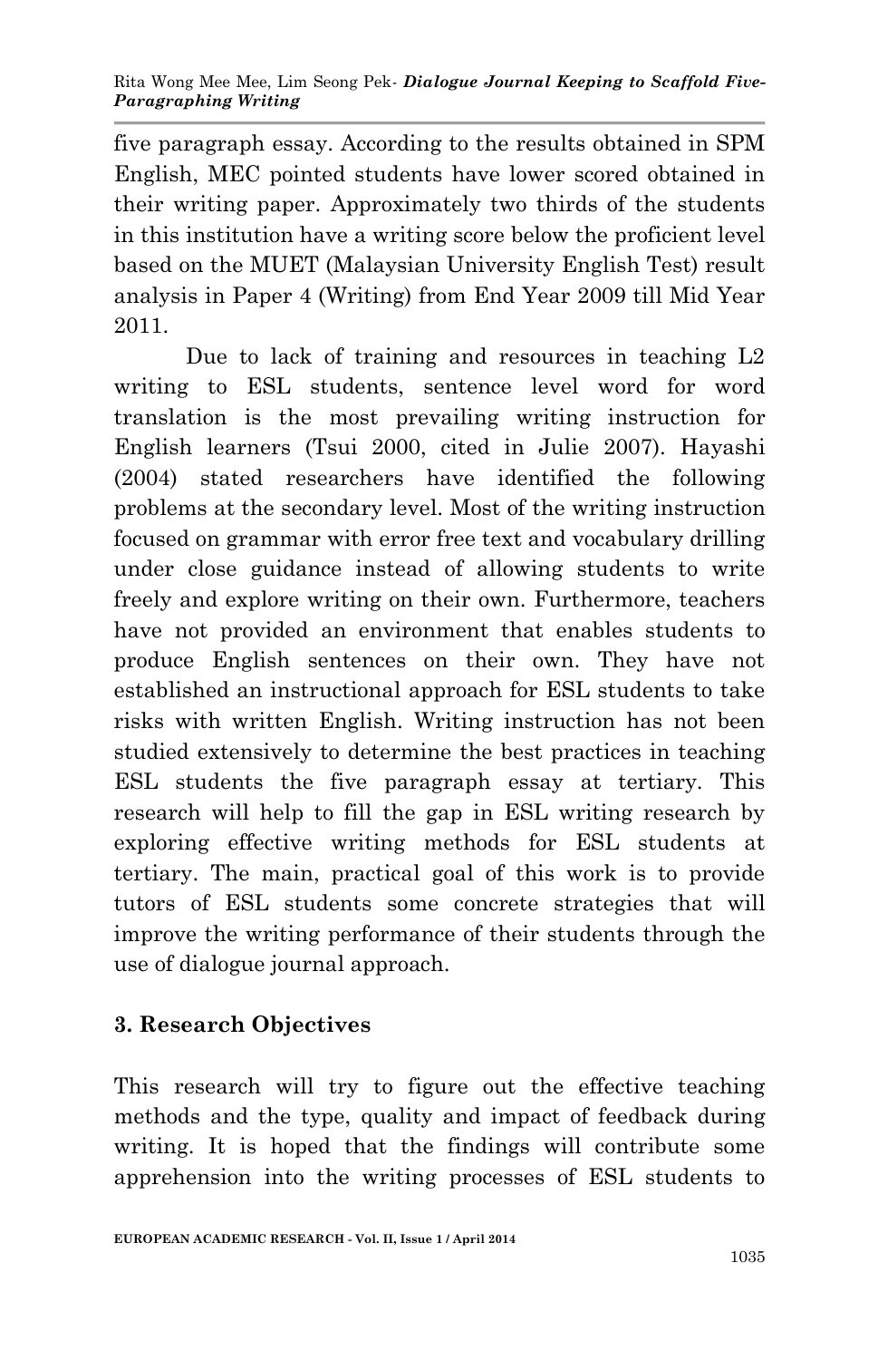five paragraph essay. According to the results obtained in SPM English, MEC pointed students have lower scored obtained in their writing paper. Approximately two thirds of the students in this institution have a writing score below the proficient level based on the MUET (Malaysian University English Test) result analysis in Paper 4 (Writing) from End Year 2009 till Mid Year 2011.

Due to lack of training and resources in teaching L2 writing to ESL students, sentence level word for word translation is the most prevailing writing instruction for English learners (Tsui 2000, cited in Julie 2007). Hayashi (2004) stated researchers have identified the following problems at the secondary level. Most of the writing instruction focused on grammar with error free text and vocabulary drilling under close guidance instead of allowing students to write freely and explore writing on their own. Furthermore, teachers have not provided an environment that enables students to produce English sentences on their own. They have not established an instructional approach for ESL students to take risks with written English. Writing instruction has not been studied extensively to determine the best practices in teaching ESL students the five paragraph essay at tertiary. This research will help to fill the gap in ESL writing research by exploring effective writing methods for ESL students at tertiary. The main, practical goal of this work is to provide tutors of ESL students some concrete strategies that will improve the writing performance of their students through the use of dialogue journal approach.

## 3. Research Objectives

This research will try to figure out the effective teaching methods and the type, quality and impact of feedback during writing. It is hoped that the findings will contribute some apprehension into the writing processes of ESL students to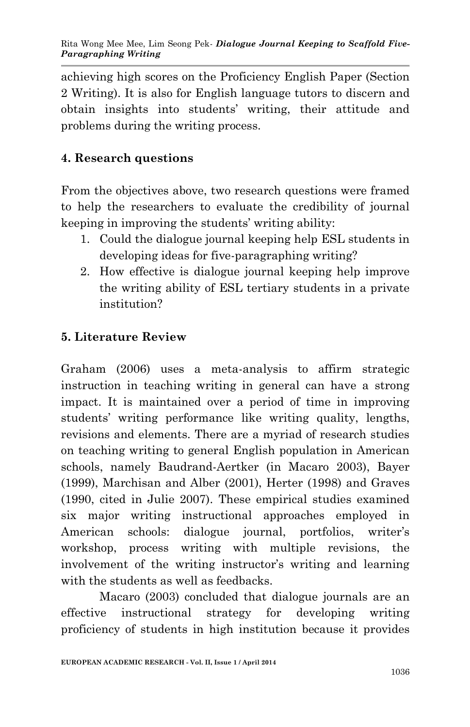achieving high scores on the Proficiency English Paper (Section 2 Writing). It is also for English language tutors to discern and obtain insights into students' writing, their attitude and problems during the writing process.

## 4. Research questions

From the objectives above, two research questions were framed to help the researchers to evaluate the credibility of journal keeping in improving the students' writing ability:

1. Could the dialogue journal keeping help ESL students in developing ideas for five-paragraphing writing?
2. How effective is dialogue journal keeping help improve the writing ability of ESL tertiary students in a private institution?

## 5. Literature Review

Graham (2006) uses a meta-analysis to affirm strategic instruction in teaching writing in general can have a strong impact. It is maintained over a period of time in improving students' writing performance like writing quality, lengths, revisions and elements. There are a myriad of research studies on teaching writing to general English population in American schools, namely Baudrand-Aertker (in Macaro 2003), Bayer (1999), Marchisan and Alber (2001), Herter (1998) and Graves (1990, cited in Julie 2007). These empirical studies examined six major writing instructional approaches employed in American schools: dialogue journal, portfolios, writer's workshop, process writing with multiple revisions, the involvement of the writing instructor's writing and learning with the students as well as feedbacks.

Macaro (2003) concluded that dialogue journals are an effective instructional strategy for developing writing proficiency of students in high institution because it provides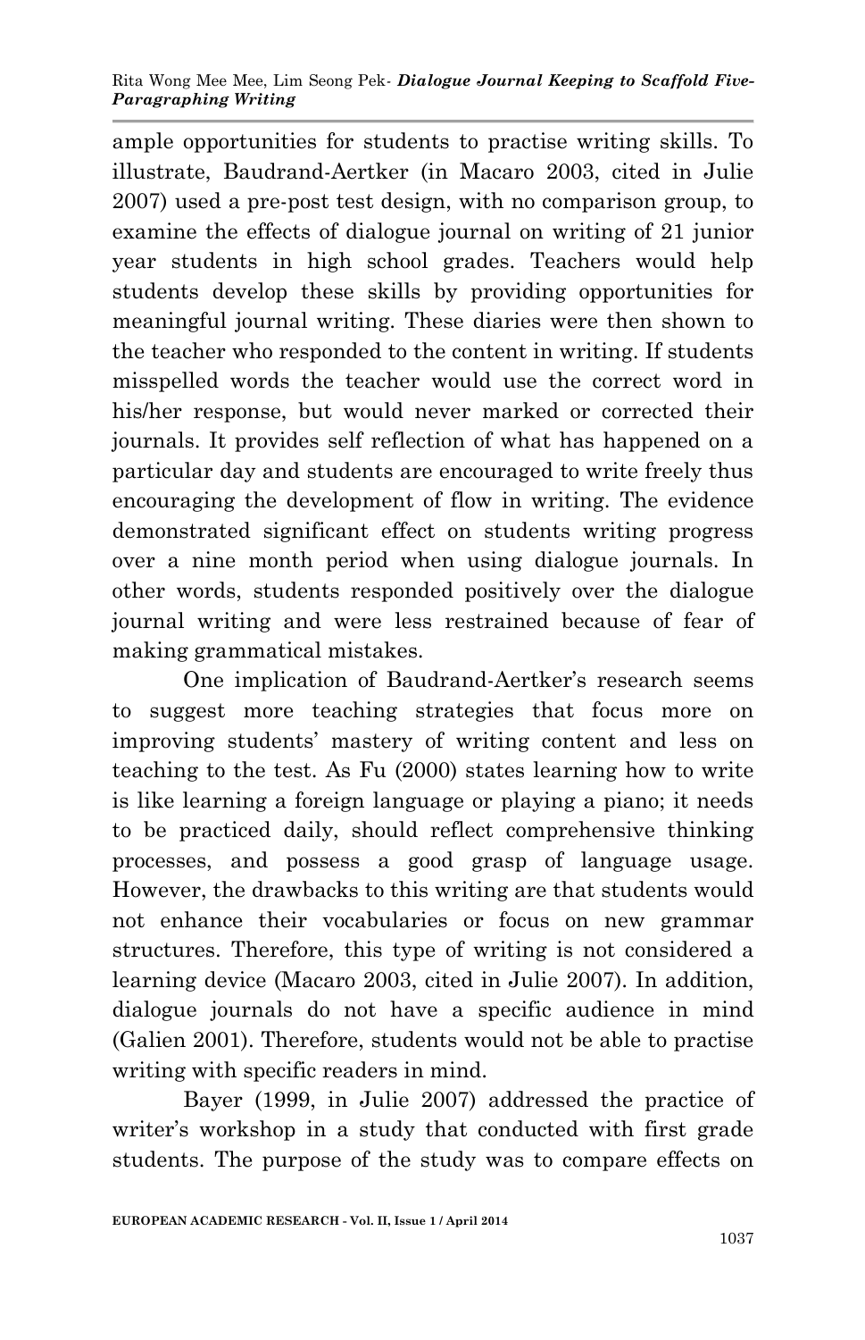ample opportunities for students to practise writing skills. To illustrate, Baudrand-Aertker (in Macaro 2003, cited in Julie 2007) used a pre-post test design, with no comparison group, to examine the effects of dialogue journal on writing of 21 junior year students in high school grades. Teachers would help students develop these skills by providing opportunities for meaningful journal writing. These diaries were then shown to the teacher who responded to the content in writing. If students misspelled words the teacher would use the correct word in his/her response, but would never marked or corrected their journals. It provides self reflection of what has happened on a particular day and students are encouraged to write freely thus encouraging the development of flow in writing. The evidence demonstrated significant effect on students writing progress over a nine month period when using dialogue journals. In other words, students responded positively over the dialogue journal writing and were less restrained because of fear of making grammatical mistakes.

One implication of Baudrand-Aertker's research seems to suggest more teaching strategies that focus more on improving students' mastery of writing content and less on teaching to the test. As Fu (2000) states learning how to write is like learning a foreign language or playing a piano; it needs to be practiced daily, should reflect comprehensive thinking processes, and possess a good grasp of language usage. However, the drawbacks to this writing are that students would not enhance their vocabularies or focus on new grammar structures. Therefore, this type of writing is not considered a learning device (Macaro 2003, cited in Julie 2007). In addition, dialogue journals do not have a specific audience in mind (Galien 2001). Therefore, students would not be able to practise writing with specific readers in mind.

Bayer (1999, in Julie 2007) addressed the practice of writer's workshop in a study that conducted with first grade students. The purpose of the study was to compare effects on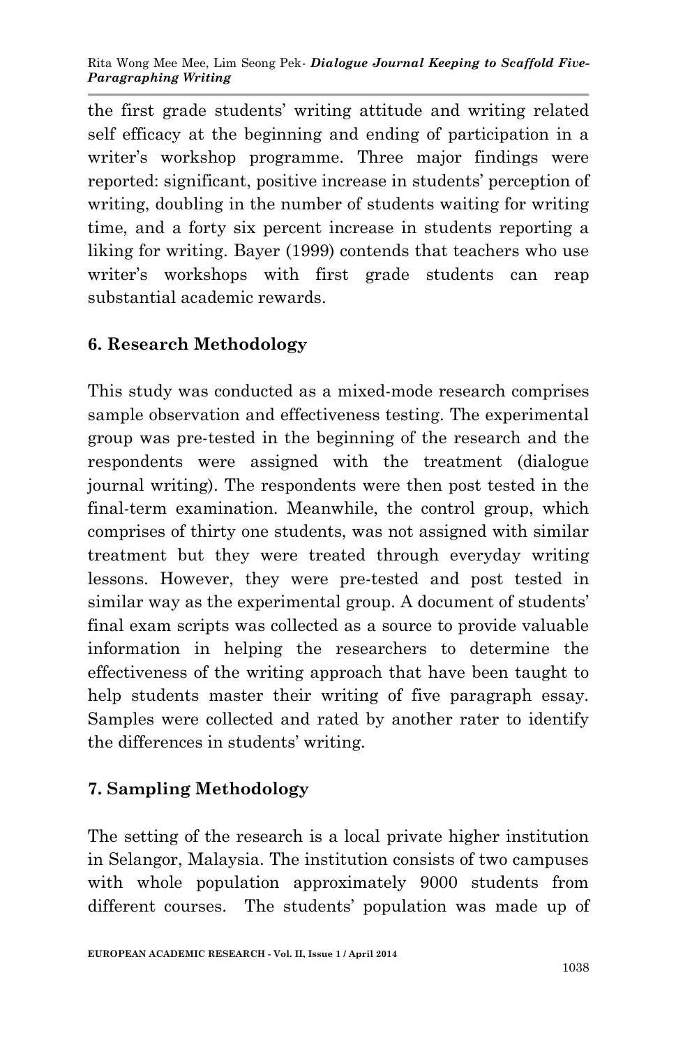the first grade students' writing attitude and writing related self efficacy at the beginning and ending of participation in a writer's workshop programme. Three major findings were reported: significant, positive increase in students' perception of writing, doubling in the number of students waiting for writing time, and a forty six percent increase in students reporting a liking for writing. Bayer (1999) contends that teachers who use writer's workshops with first grade students can reap substantial academic rewards.

## 6. Research Methodology

This study was conducted as a mixed-mode research comprises sample observation and effectiveness testing. The experimental group was pre-tested in the beginning of the research and the respondents were assigned with the treatment (dialogue journal writing). The respondents were then post tested in the final-term examination. Meanwhile, the control group, which comprises of thirty one students, was not assigned with similar treatment but they were treated through everyday writing lessons. However, they were pre-tested and post tested in similar way as the experimental group. A document of students' final exam scripts was collected as a source to provide valuable information in helping the researchers to determine the effectiveness of the writing approach that have been taught to help students master their writing of five paragraph essay. Samples were collected and rated by another rater to identify the differences in students' writing.

## 7. Sampling Methodology

The setting of the research is a local private higher institution in Selangor, Malaysia. The institution consists of two campuses with whole population approximately 9000 students from different courses. The students' population was made up of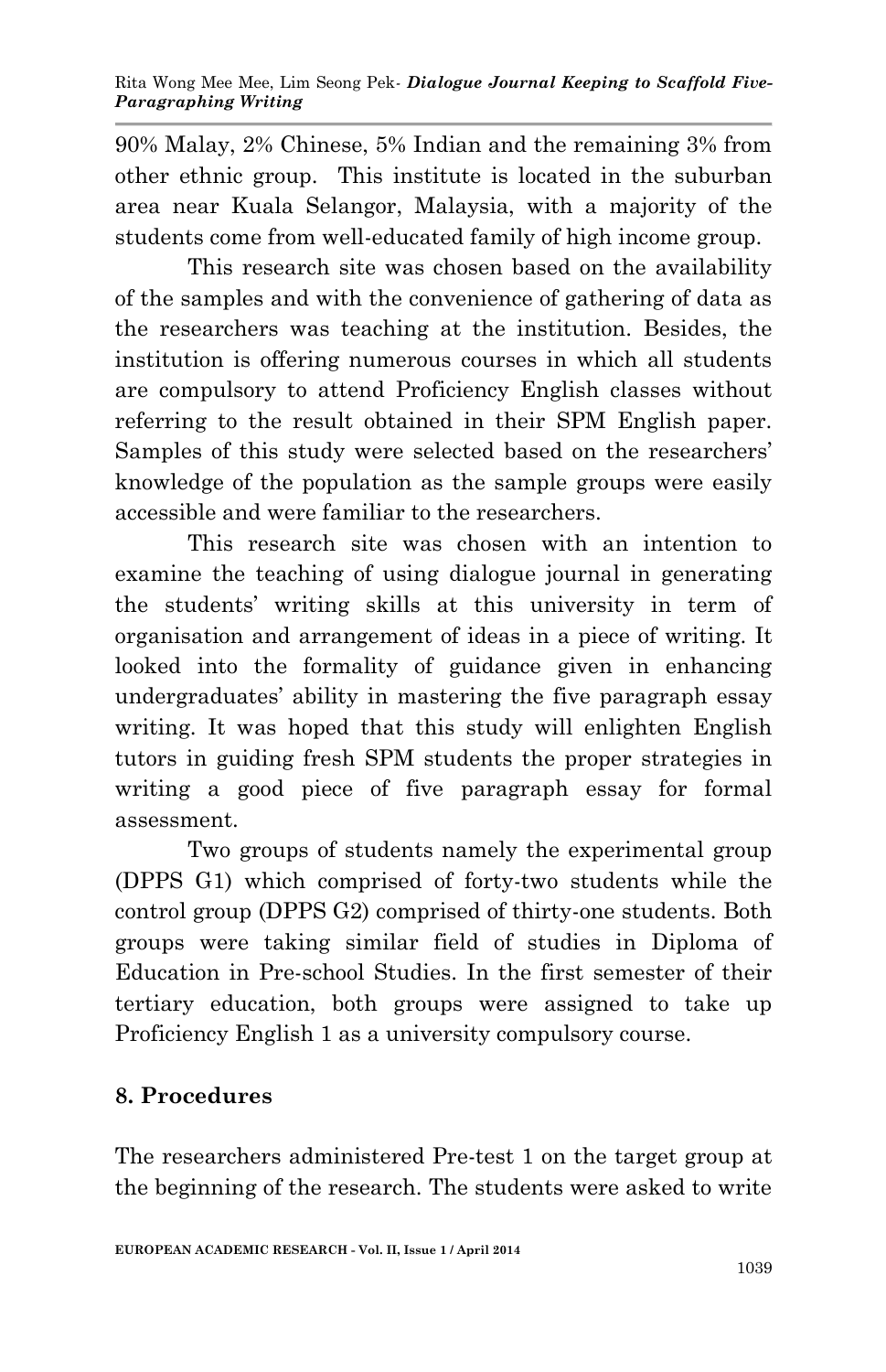90% Malay, 2% Chinese, 5% Indian and the remaining 3% from other ethnic group. This institute is located in the suburban area near Kuala Selangor, Malaysia, with a majority of the students come from well-educated family of high income group.

This research site was chosen based on the availability of the samples and with the convenience of gathering of data as the researchers was teaching at the institution. Besides, the institution is offering numerous courses in which all students are compulsory to attend Proficiency English classes without referring to the result obtained in their SPM English paper. Samples of this study were selected based on the researchers' knowledge of the population as the sample groups were easily accessible and were familiar to the researchers.

This research site was chosen with an intention to examine the teaching of using dialogue journal in generating the students' writing skills at this university in term of organisation and arrangement of ideas in a piece of writing. It looked into the formality of guidance given in enhancing undergraduates' ability in mastering the five paragraph essay writing. It was hoped that this study will enlighten English tutors in guiding fresh SPM students the proper strategies in writing a good piece of five paragraph essay for formal assessment.

Two groups of students namely the experimental group (DPPS G1) which comprised of forty-two students while the control group (DPPS G2) comprised of thirty-one students. Both groups were taking similar field of studies in Diploma of Education in Pre-school Studies. In the first semester of their tertiary education, both groups were assigned to take up Proficiency English 1 as a university compulsory course.

## 8. Procedures

The researchers administered Pre-test 1 on the target group at the beginning of the research. The students were asked to write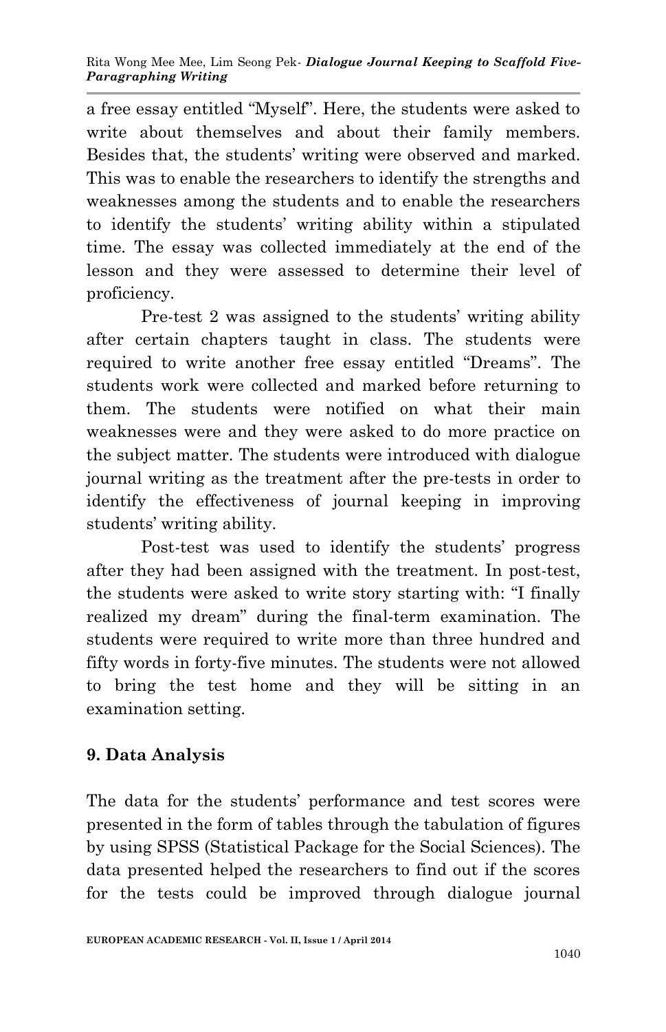a free essay entitled "Myself". Here, the students were asked to write about themselves and about their family members. Besides that, the students' writing were observed and marked. This was to enable the researchers to identify the strengths and weaknesses among the students and to enable the researchers to identify the students' writing ability within a stipulated time. The essay was collected immediately at the end of the lesson and they were assessed to determine their level of proficiency.

Pre-test 2 was assigned to the students' writing ability after certain chapters taught in class. The students were required to write another free essay entitled "Dreams". The students work were collected and marked before returning to them. The students were notified on what their main weaknesses were and they were asked to do more practice on the subject matter. The students were introduced with dialogue journal writing as the treatment after the pre-tests in order to identify the effectiveness of journal keeping in improving students' writing ability.

Post-test was used to identify the students' progress after they had been assigned with the treatment. In post-test, the students were asked to write story starting with: "I finally realized my dream" during the final-term examination. The students were required to write more than three hundred and fifty words in forty-five minutes. The students were not allowed to bring the test home and they will be sitting in an examination setting.

## 9. Data Analysis

The data for the students' performance and test scores were presented in the form of tables through the tabulation of figures by using SPSS (Statistical Package for the Social Sciences). The data presented helped the researchers to find out if the scores for the tests could be improved through dialogue journal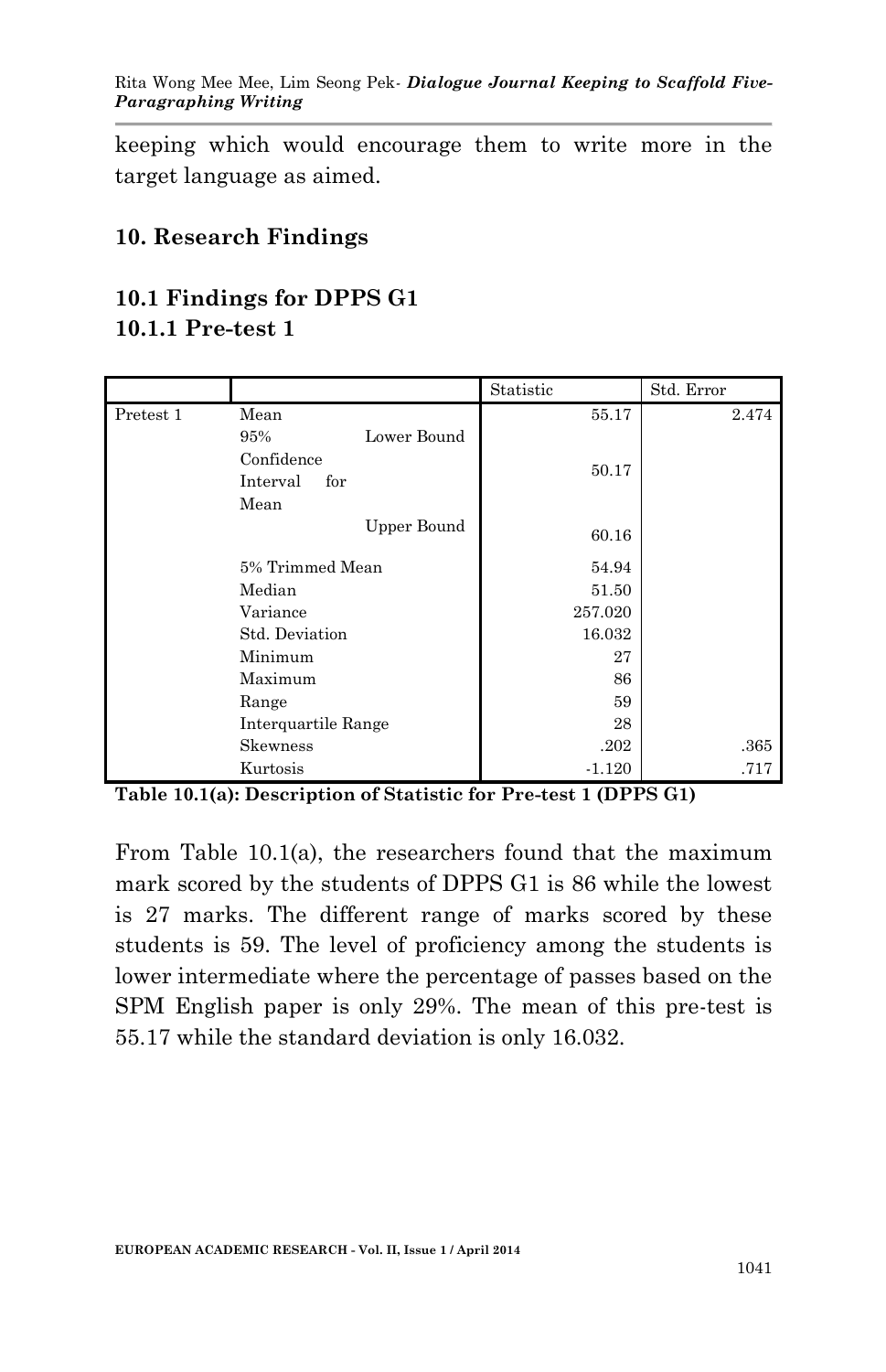keeping which would encourage them to write more in the target language as aimed.

## 10. Research Findings

### 10.1 Findings for DPPS G1

#### 10.1.1 Pre-test 1

| | | Statistic | Std. Error |
|---|---|---|---|
| Pretest 1 | Mean | 55.17 | 2.474 |
| | 95% Confidence Interval for Mean Lower Bound | 50.17 | |
| | Upper Bound | 60.16 | |
| | 5% Trimmed Mean | 54.94 | |
| | Median | 51.50 | |
| | Variance | 257.020 | |
| | Std. Deviation | 16.032 | |
| | Minimum | 27 | |
| | Maximum | 86 | |
| | Range | 59 | |
| | Interquartile Range | 28 | |
| | Skewness | .202 | .365 |
| | Kurtosis | -1.120 | .717 |

**Table 10.1(a): Description of Statistic for Pre-test 1 (DPPS G1)**

From Table 10.1(a), the researchers found that the maximum mark scored by the students of DPPS G1 is 86 while the lowest is 27 marks. The different range of marks scored by these students is 59. The level of proficiency among the students is lower intermediate where the percentage of passes based on the SPM English paper is only 29%. The mean of this pre-test is 55.17 while the standard deviation is only 16.032.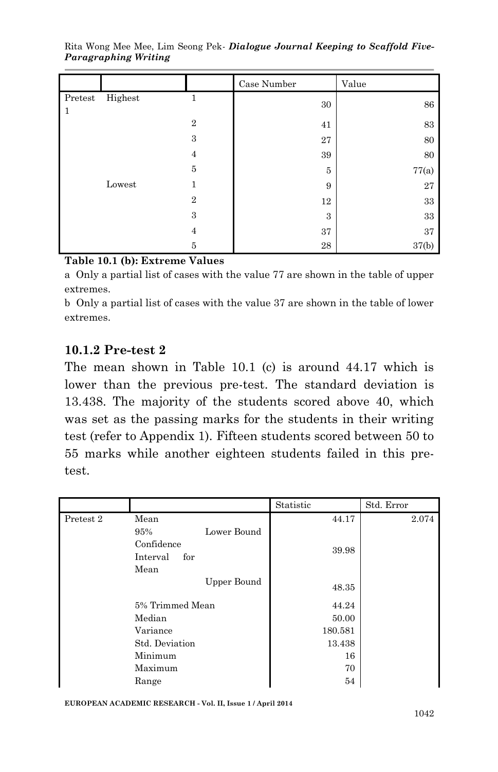| | | | Case Number | Value |
|---|---|---|---|---|
| Pretest 1 | Highest | 1 | 30 | 86 |
| | | 2 | 41 | 83 |
| | | 3 | 27 | 80 |
| | | 4 | 39 | 80 |
| | | 5 | 5 | 77(a) |
| | Lowest | 1 | 9 | 27 |
| | | 2 | 12 | 33 |
| | | 3 | 3 | 33 |
| | | 4 | 37 | 37 |
| | | 5 | 28 | 37(b) |

**Table 10.1 (b): Extreme Values**

a Only a partial list of cases with the value 77 are shown in the table of upper extremes.

b Only a partial list of cases with the value 37 are shown in the table of lower extremes.

### 10.1.2 Pre-test 2

The mean shown in Table 10.1 (c) is around 44.17 which is lower than the previous pre-test. The standard deviation is 13.438. The majority of the students scored above 40, which was set as the passing marks for the students in their writing test (refer to Appendix 1). Fifteen students scored between 50 to 55 marks while another eighteen students failed in this pre-test.

| | | | Statistic | Std. Error |
|---|---|---|---|---|
| Pretest 2 | Mean | | 44.17 | 2.074 |
| | 95% Confidence Interval for Mean | Lower Bound | 39.98 | |
| | | Upper Bound | 48.35 | |
| | 5% Trimmed Mean | | 44.24 | |
| | Median | | 50.00 | |
| | Variance | | 180.581 | |
| | Std. Deviation | | 13.438 | |
| | Minimum | | 16 | |
| | Maximum | | 70 | |
| | Range | | 54 | |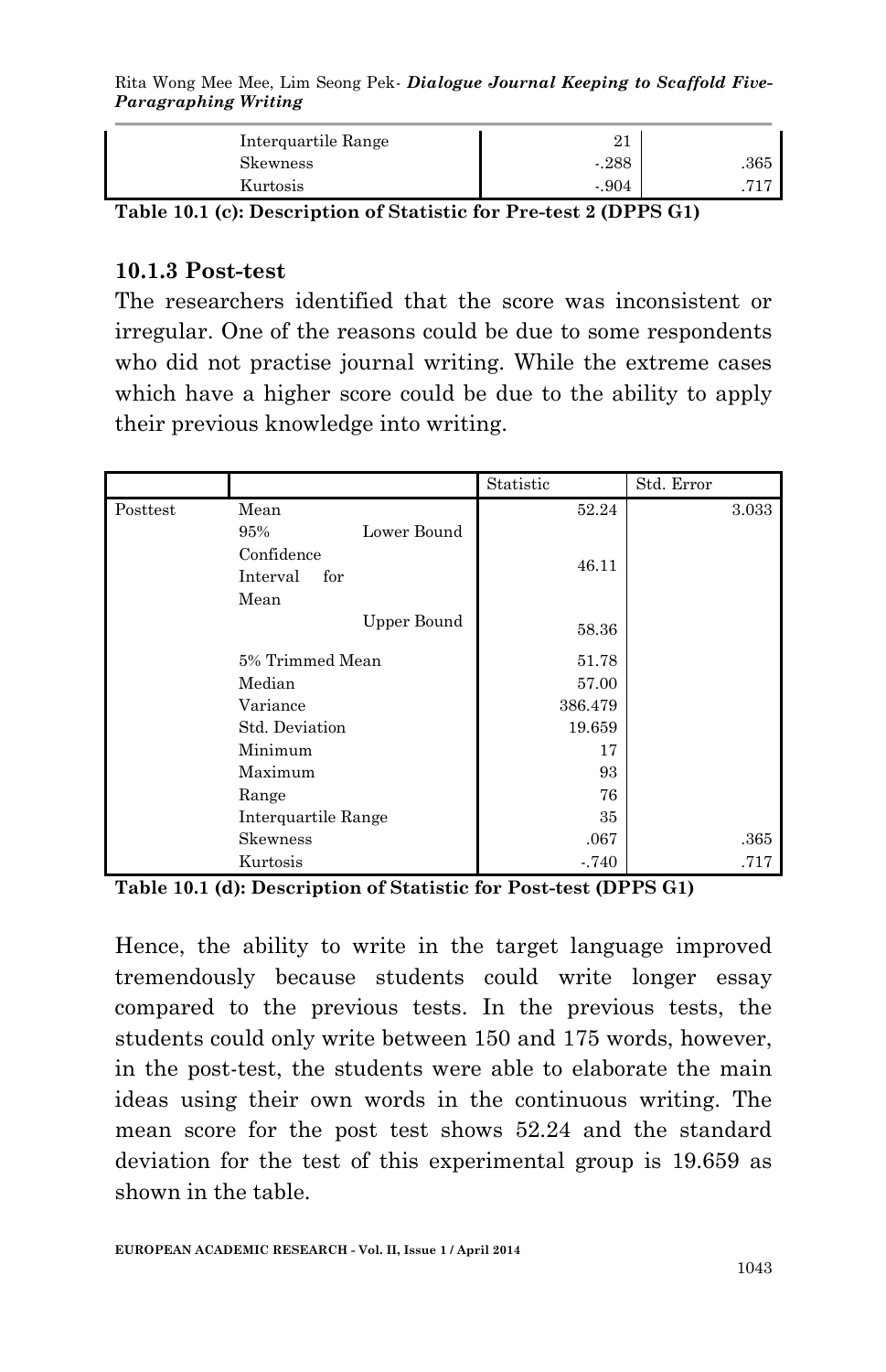| | | | |
|---|---|---|---|
| | Interquartile Range | 21 | |
| | Skewness | -.288 | .365 |
| | Kurtosis | -.904 | .717 |

**Table 10.1 (c): Description of Statistic for Pre-test 2 (DPPS G1)**

### 10.1.3 Post-test

The researchers identified that the score was inconsistent or irregular. One of the reasons could be due to some respondents who did not practise journal writing. While the extreme cases which have a higher score could be due to the ability to apply their previous knowledge into writing.

| | | | Statistic | Std. Error |
|---|---|---|---|---|
| Posttest | Mean | | 52.24 | 3.033 |
| | 95% Confidence Interval for Mean | Lower Bound | 46.11 | |
| | | Upper Bound | 58.36 | |
| | 5% Trimmed Mean | | 51.78 | |
| | Median | | 57.00 | |
| | Variance | | 386.479 | |
| | Std. Deviation | | 19.659 | |
| | Minimum | | 17 | |
| | Maximum | | 93 | |
| | Range | | 76 | |
| | Interquartile Range | | 35 | |
| | Skewness | | .067 | .365 |
| | Kurtosis | | -.740 | .717 |

**Table 10.1 (d): Description of Statistic for Post-test (DPPS G1)**

Hence, the ability to write in the target language improved tremendously because students could write longer essay compared to the previous tests. In the previous tests, the students could only write between 150 and 175 words, however, in the post-test, the students were able to elaborate the main ideas using their own words in the continuous writing. The mean score for the post test shows 52.24 and the standard deviation for the test of this experimental group is 19.659 as shown in the table.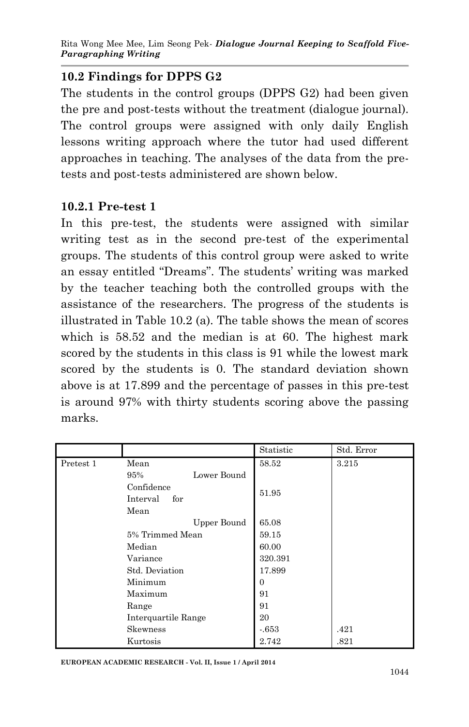## 10.2 Findings for DPPS G2

The students in the control groups (DPPS G2) had been given the pre and post-tests without the treatment (dialogue journal). The control groups were assigned with only daily English lessons writing approach where the tutor had used different approaches in teaching. The analyses of the data from the pre-tests and post-tests administered are shown below.

### 10.2.1 Pre-test 1

In this pre-test, the students were assigned with similar writing test as in the second pre-test of the experimental groups. The students of this control group were asked to write an essay entitled "Dreams". The students' writing was marked by the teacher teaching both the controlled groups with the assistance of the researchers. The progress of the students is illustrated in Table 10.2 (a). The table shows the mean of scores which is 58.52 and the median is at 60. The highest mark scored by the students in this class is 91 while the lowest mark scored by the students is 0. The standard deviation shown above is at 17.899 and the percentage of passes in this pre-test is around 97% with thirty students scoring above the passing marks.

| | | | Statistic | Std. Error |
|---|---|---|---|---|
| Pretest 1 | Mean | | 58.52 | 3.215 |
| | 95% Confidence Interval for Mean | Lower Bound | 51.95 | |
| | | Upper Bound | 65.08 | |
| | 5% Trimmed Mean | | 59.15 | |
| | Median | | 60.00 | |
| | Variance | | 320.391 | |
| | Std. Deviation | | 17.899 | |
| | Minimum | | 0 | |
| | Maximum | | 91 | |
| | Range | | 91 | |
| | Interquartile Range | | 20 | |
| | Skewness | | -.653 | .421 |
| | Kurtosis | | 2.742 | .821 |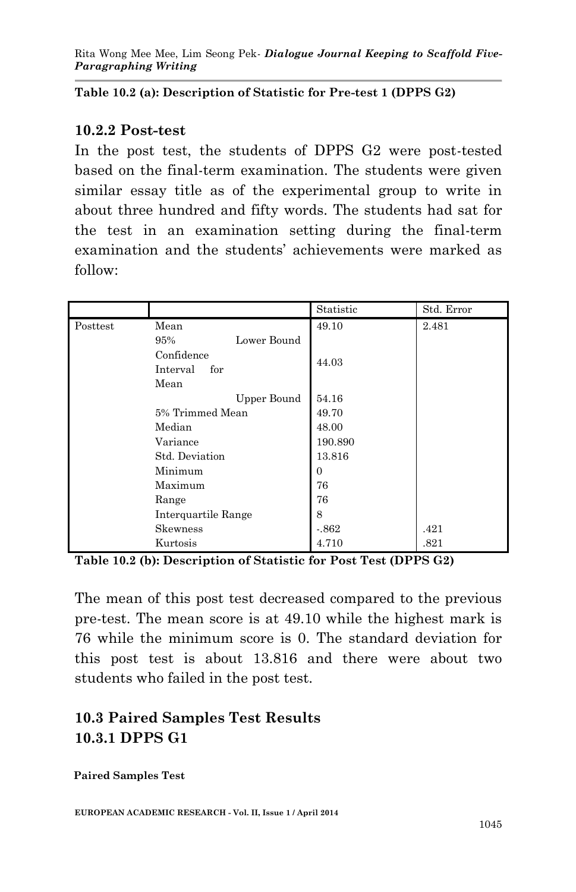**Table 10.2 (a): Description of Statistic for Pre-test 1 (DPPS G2)**

### 10.2.2 Post-test

In the post test, the students of DPPS G2 were post-tested based on the final-term examination. The students were given similar essay title as of the experimental group to write in about three hundred and fifty words. The students had sat for the test in an examination setting during the final-term examination and the students' achievements were marked as follow:

| | | Statistic | Std. Error |
|---|---|---|---|
| Posttest | Mean | 49.10 | 2.481 |
| | 95% Confidence Interval for Mean — Lower Bound | 44.03 | |
| | Upper Bound | 54.16 | |
| | 5% Trimmed Mean | 49.70 | |
| | Median | 48.00 | |
| | Variance | 190.890 | |
| | Std. Deviation | 13.816 | |
| | Minimum | 0 | |
| | Maximum | 76 | |
| | Range | 76 | |
| | Interquartile Range | 8 | |
| | Skewness | -.862 | .421 |
| | Kurtosis | 4.710 | .821 |

**Table 10.2 (b): Description of Statistic for Post Test (DPPS G2)**

The mean of this post test decreased compared to the previous pre-test. The mean score is at 49.10 while the highest mark is 76 while the minimum score is 0. The standard deviation for this post test is about 13.816 and there were about two students who failed in the post test.

## 10.3 Paired Samples Test Results

### 10.3.1 DPPS G1

**Paired Samples Test**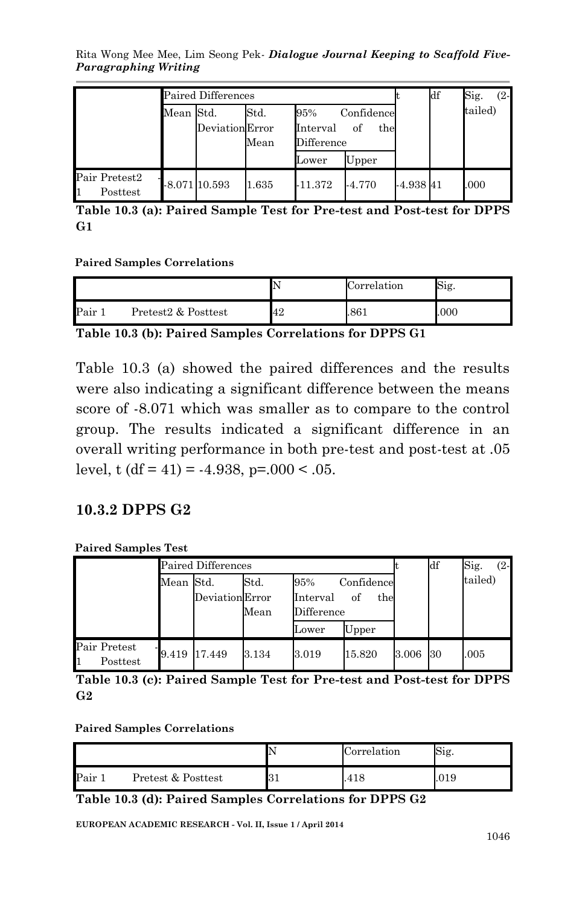| | Paired Differences | | | | | t | df | Sig. (2-tailed) |
|---|---|---|---|---|---|---|---|---|
| | Mean | Std. Deviation | Std. Error Mean | 95% Confidence Interval of the Difference | | | | |
| | | | | Lower | Upper | | | |
| Pair 1 Pretest2 - Posttest | -8.071 | 10.593 | 1.635 | -11.372 | -4.770 | -4.938 | 41 | .000 |

**Table 10.3 (a): Paired Sample Test for Pre-test and Post-test for DPPS G1**

**Paired Samples Correlations**

| | | N | Correlation | Sig. |
|---|---|---|---|---|
| Pair 1 | Pretest2 & Posttest | 42 | .861 | .000 |

**Table 10.3 (b): Paired Samples Correlations for DPPS G1**

Table 10.3 (a) showed the paired differences and the results were also indicating a significant difference between the means score of -8.071 which was smaller as to compare to the control group. The results indicated a significant difference in an overall writing performance in both pre-test and post-test at .05 level, t (df = 41) = -4.938, p=.000 < .05.

### 10.3.2 DPPS G2

**Paired Samples Test**

| | Paired Differences | | | | | t | df | Sig. (2-tailed) |
|---|---|---|---|---|---|---|---|---|
| | Mean | Std. Deviation | Std. Error Mean | 95% Confidence Interval of the Difference | | | | |
| | | | | Lower | Upper | | | |
| Pair 1 Pretest - Posttest | 9.419 | 17.449 | 3.134 | 3.019 | 15.820 | 3.006 | 30 | .005 |

**Table 10.3 (c): Paired Sample Test for Pre-test and Post-test for DPPS G2**

**Paired Samples Correlations**

| | | N | Correlation | Sig. |
|---|---|---|---|---|
| Pair 1 | Pretest & Posttest | 31 | .418 | .019 |

**Table 10.3 (d): Paired Samples Correlations for DPPS G2**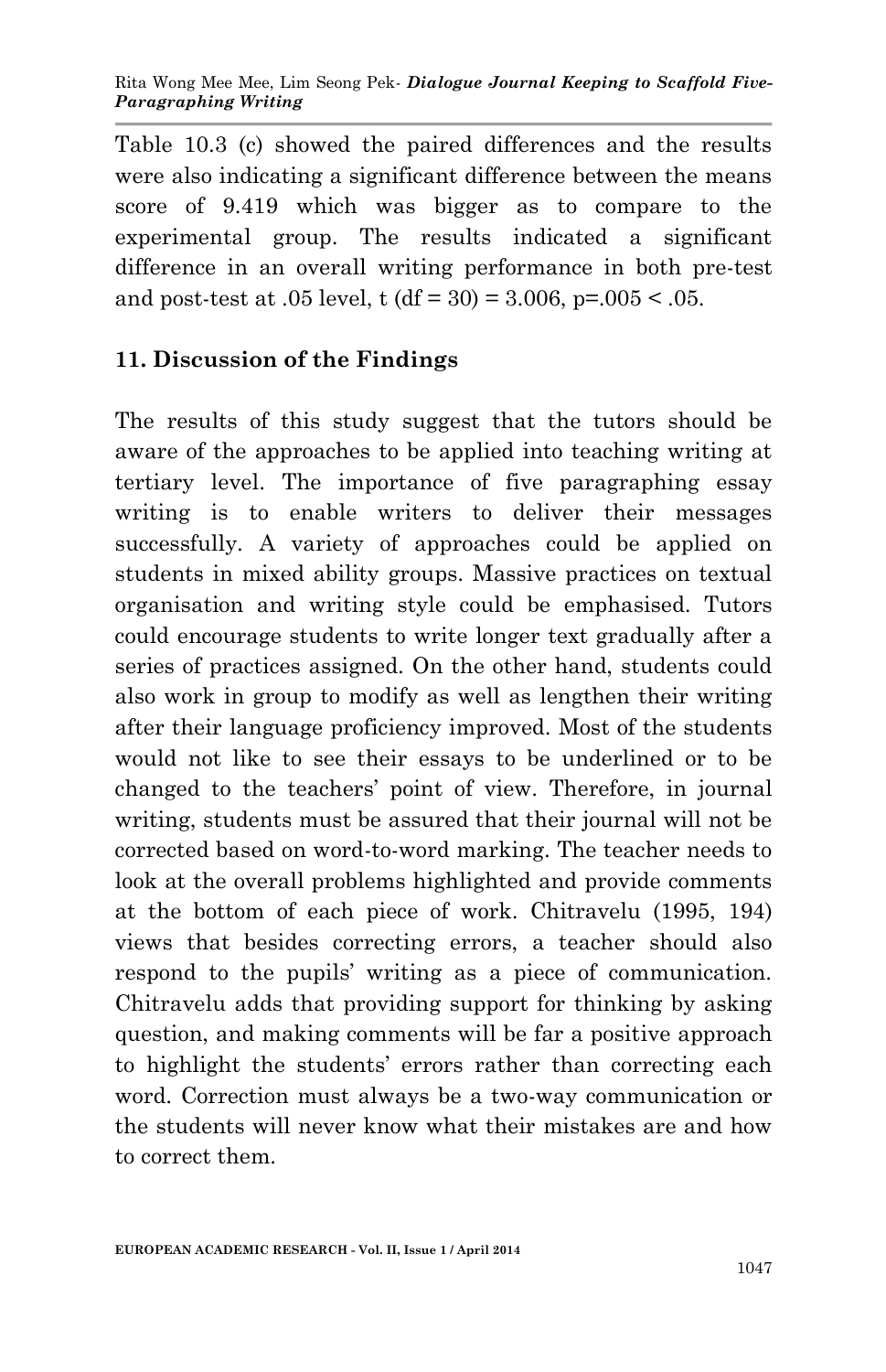Table 10.3 (c) showed the paired differences and the results were also indicating a significant difference between the means score of 9.419 which was bigger as to compare to the experimental group. The results indicated a significant difference in an overall writing performance in both pre-test and post-test at .05 level, $t\ (df = 30) = 3.006$, $p=.005 < .05$.

## 11. Discussion of the Findings

The results of this study suggest that the tutors should be aware of the approaches to be applied into teaching writing at tertiary level. The importance of five paragraphing essay writing is to enable writers to deliver their messages successfully. A variety of approaches could be applied on students in mixed ability groups. Massive practices on textual organisation and writing style could be emphasised. Tutors could encourage students to write longer text gradually after a series of practices assigned. On the other hand, students could also work in group to modify as well as lengthen their writing after their language proficiency improved. Most of the students would not like to see their essays to be underlined or to be changed to the teachers' point of view. Therefore, in journal writing, students must be assured that their journal will not be corrected based on word-to-word marking. The teacher needs to look at the overall problems highlighted and provide comments at the bottom of each piece of work. Chitravelu (1995, 194) views that besides correcting errors, a teacher should also respond to the pupils' writing as a piece of communication. Chitravelu adds that providing support for thinking by asking question, and making comments will be far a positive approach to highlight the students' errors rather than correcting each word. Correction must always be a two-way communication or the students will never know what their mistakes are and how to correct them.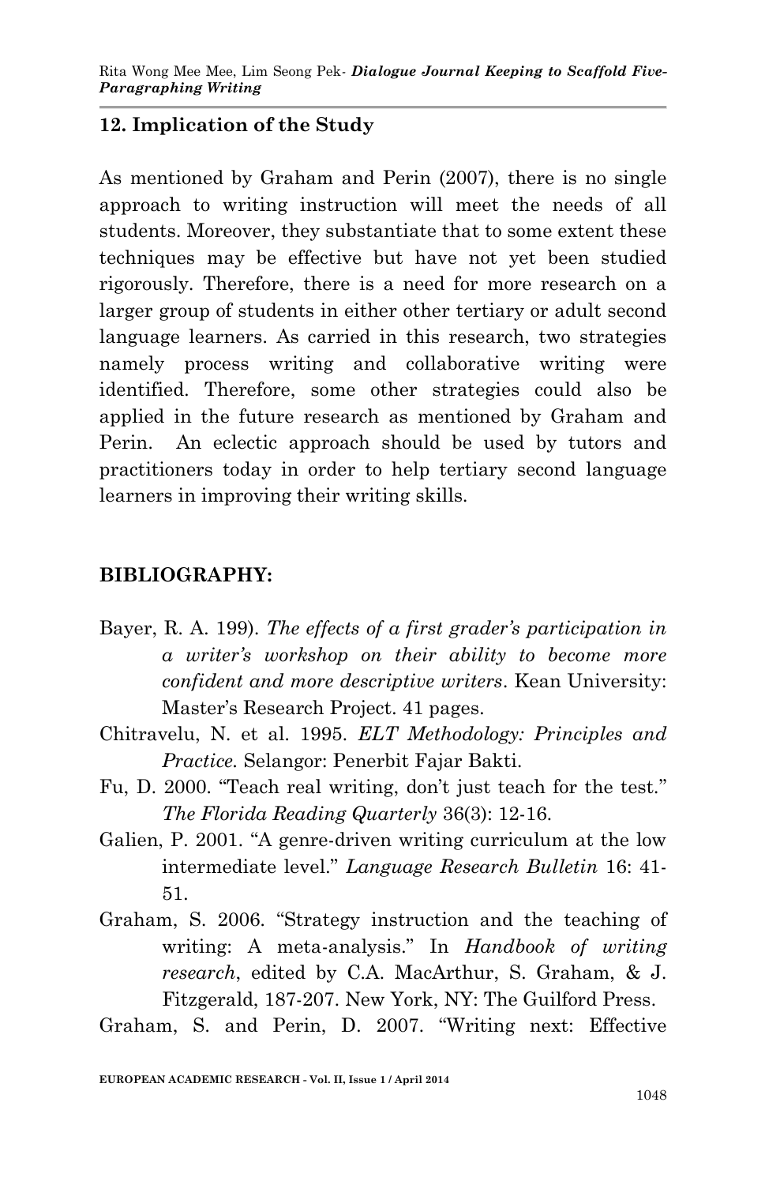## 12. Implication of the Study

As mentioned by Graham and Perin (2007), there is no single approach to writing instruction will meet the needs of all students. Moreover, they substantiate that to some extent these techniques may be effective but have not yet been studied rigorously. Therefore, there is a need for more research on a larger group of students in either other tertiary or adult second language learners. As carried in this research, two strategies namely process writing and collaborative writing were identified. Therefore, some other strategies could also be applied in the future research as mentioned by Graham and Perin. An eclectic approach should be used by tutors and practitioners today in order to help tertiary second language learners in improving their writing skills.

## BIBLIOGRAPHY:

Bayer, R. A. 199). *The effects of a first grader's participation in a writer's workshop on their ability to become more confident and more descriptive writers*. Kean University: Master's Research Project. 41 pages.

Chitravelu, N. et al. 1995. *ELT Methodology: Principles and Practice.* Selangor: Penerbit Fajar Bakti.

Fu, D. 2000. "Teach real writing, don't just teach for the test." *The Florida Reading Quarterly* 36(3): 12-16.

Galien, P. 2001. "A genre-driven writing curriculum at the low intermediate level." *Language Research Bulletin* 16: 41-51.

Graham, S. 2006. "Strategy instruction and the teaching of writing: A meta-analysis." In *Handbook of writing research*, edited by C.A. MacArthur, S. Graham, & J. Fitzgerald, 187-207. New York, NY: The Guilford Press.

Graham, S. and Perin, D. 2007. "Writing next: Effective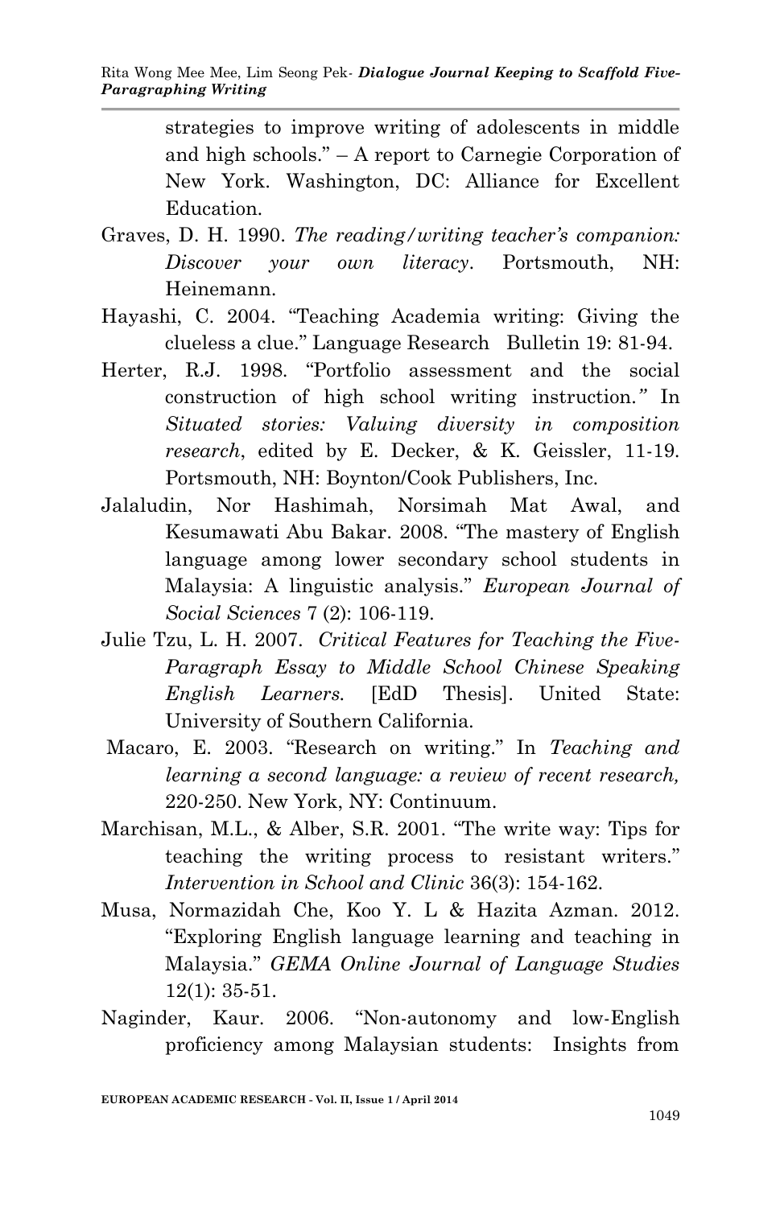strategies to improve writing of adolescents in middle and high schools." – A report to Carnegie Corporation of New York. Washington, DC: Alliance for Excellent Education.

Graves, D. H. 1990. *The reading/writing teacher's companion: Discover your own literacy*. Portsmouth, NH: Heinemann.

Hayashi, C. 2004. "Teaching Academia writing: Giving the clueless a clue." Language Research Bulletin 19: 81-94.

Herter, R.J. 1998. "Portfolio assessment and the social construction of high school writing instruction." In *Situated stories: Valuing diversity in composition research*, edited by E. Decker, & K. Geissler, 11-19. Portsmouth, NH: Boynton/Cook Publishers, Inc.

Jalaludin, Nor Hashimah, Norsimah Mat Awal, and Kesumawati Abu Bakar. 2008. "The mastery of English language among lower secondary school students in Malaysia: A linguistic analysis." *European Journal of Social Sciences* 7 (2): 106-119.

Julie Tzu, L. H. 2007. *Critical Features for Teaching the Five-Paragraph Essay to Middle School Chinese Speaking English Learners.* [EdD Thesis]. United State: University of Southern California.

Macaro, E. 2003. "Research on writing." In *Teaching and learning a second language: a review of recent research,* 220-250. New York, NY: Continuum.

Marchisan, M.L., & Alber, S.R. 2001. "The write way: Tips for teaching the writing process to resistant writers." *Intervention in School and Clinic* 36(3): 154-162.

Musa, Normazidah Che, Koo Y. L & Hazita Azman. 2012. "Exploring English language learning and teaching in Malaysia." *GEMA Online Journal of Language Studies* 12(1): 35-51.

Naginder, Kaur. 2006. "Non-autonomy and low-English proficiency among Malaysian students: Insights from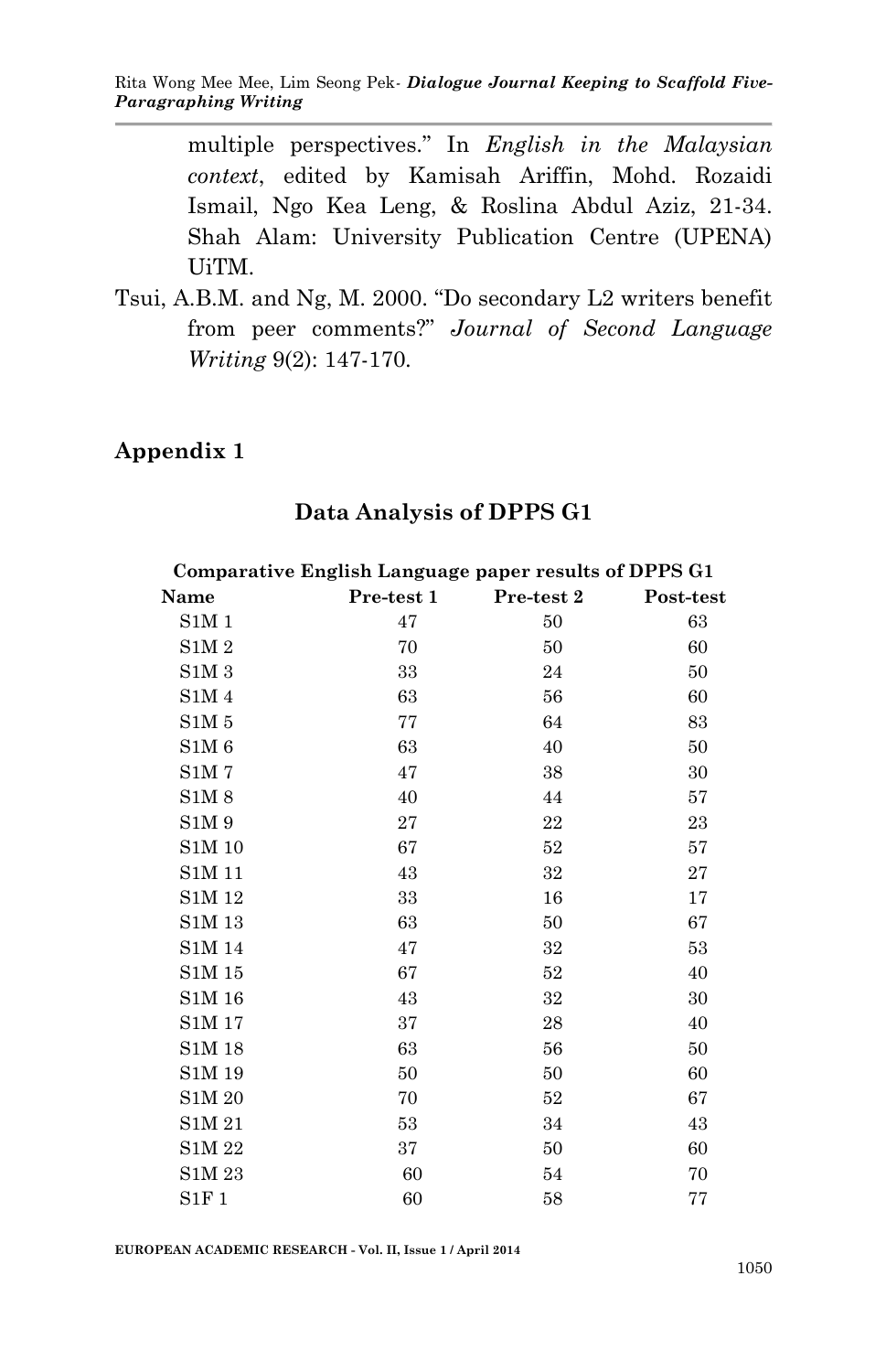multiple perspectives." In *English in the Malaysian context*, edited by Kamisah Ariffin, Mohd. Rozaidi Ismail, Ngo Kea Leng, & Roslina Abdul Aziz, 21-34. Shah Alam: University Publication Centre (UPENA) UiTM.

Tsui, A.B.M. and Ng, M. 2000. "Do secondary L2 writers benefit from peer comments?" *Journal of Second Language Writing* 9(2): 147-170.

## Appendix 1

### Data Analysis of DPPS G1

**Comparative English Language paper results of DPPS G1**

| Name | Pre-test 1 | Pre-test 2 | Post-test |
|---|---|---|---|
| S1M 1 | 47 | 50 | 63 |
| S1M 2 | 70 | 50 | 60 |
| S1M 3 | 33 | 24 | 50 |
| S1M 4 | 63 | 56 | 60 |
| S1M 5 | 77 | 64 | 83 |
| S1M 6 | 63 | 40 | 50 |
| S1M 7 | 47 | 38 | 30 |
| S1M 8 | 40 | 44 | 57 |
| S1M 9 | 27 | 22 | 23 |
| S1M 10 | 67 | 52 | 57 |
| S1M 11 | 43 | 32 | 27 |
| S1M 12 | 33 | 16 | 17 |
| S1M 13 | 63 | 50 | 67 |
| S1M 14 | 47 | 32 | 53 |
| S1M 15 | 67 | 52 | 40 |
| S1M 16 | 43 | 32 | 30 |
| S1M 17 | 37 | 28 | 40 |
| S1M 18 | 63 | 56 | 50 |
| S1M 19 | 50 | 50 | 60 |
| S1M 20 | 70 | 52 | 67 |
| S1M 21 | 53 | 34 | 43 |
| S1M 22 | 37 | 50 | 60 |
| S1M 23 | 60 | 54 | 70 |
| S1F 1 | 60 | 58 | 77 |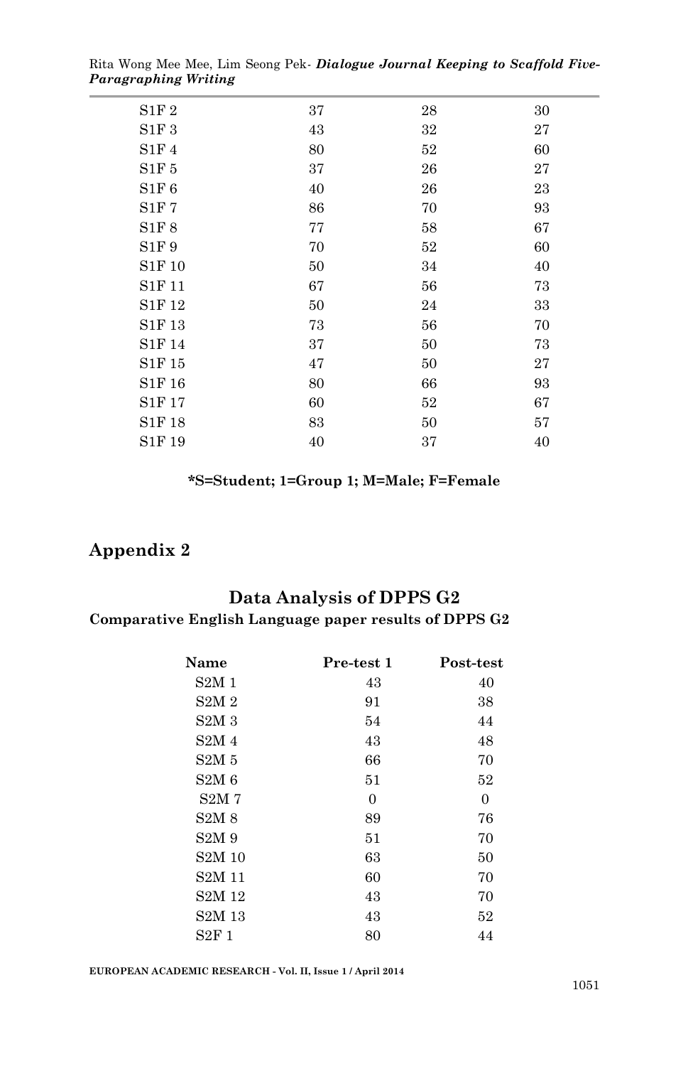| | | | |
|---|---|---|---|
| S1F 2 | 37 | 28 | 30 |
| S1F 3 | 43 | 32 | 27 |
| S1F 4 | 80 | 52 | 60 |
| S1F 5 | 37 | 26 | 27 |
| S1F 6 | 40 | 26 | 23 |
| S1F 7 | 86 | 70 | 93 |
| S1F 8 | 77 | 58 | 67 |
| S1F 9 | 70 | 52 | 60 |
| S1F 10 | 50 | 34 | 40 |
| S1F 11 | 67 | 56 | 73 |
| S1F 12 | 50 | 24 | 33 |
| S1F 13 | 73 | 56 | 70 |
| S1F 14 | 37 | 50 | 73 |
| S1F 15 | 47 | 50 | 27 |
| S1F 16 | 80 | 66 | 93 |
| S1F 17 | 60 | 52 | 67 |
| S1F 18 | 83 | 50 | 57 |
| S1F 19 | 40 | 37 | 40 |

**\*S=Student; 1=Group 1; M=Male; F=Female**

## Appendix 2

### Data Analysis of DPPS G2

**Comparative English Language paper results of DPPS G2**

| Name | Pre-test 1 | Post-test |
|---|---|---|
| S2M 1 | 43 | 40 |
| S2M 2 | 91 | 38 |
| S2M 3 | 54 | 44 |
| S2M 4 | 43 | 48 |
| S2M 5 | 66 | 70 |
| S2M 6 | 51 | 52 |
| S2M 7 | 0 | 0 |
| S2M 8 | 89 | 76 |
| S2M 9 | 51 | 70 |
| S2M 10 | 63 | 50 |
| S2M 11 | 60 | 70 |
| S2M 12 | 43 | 70 |
| S2M 13 | 43 | 52 |
| S2F 1 | 80 | 44 |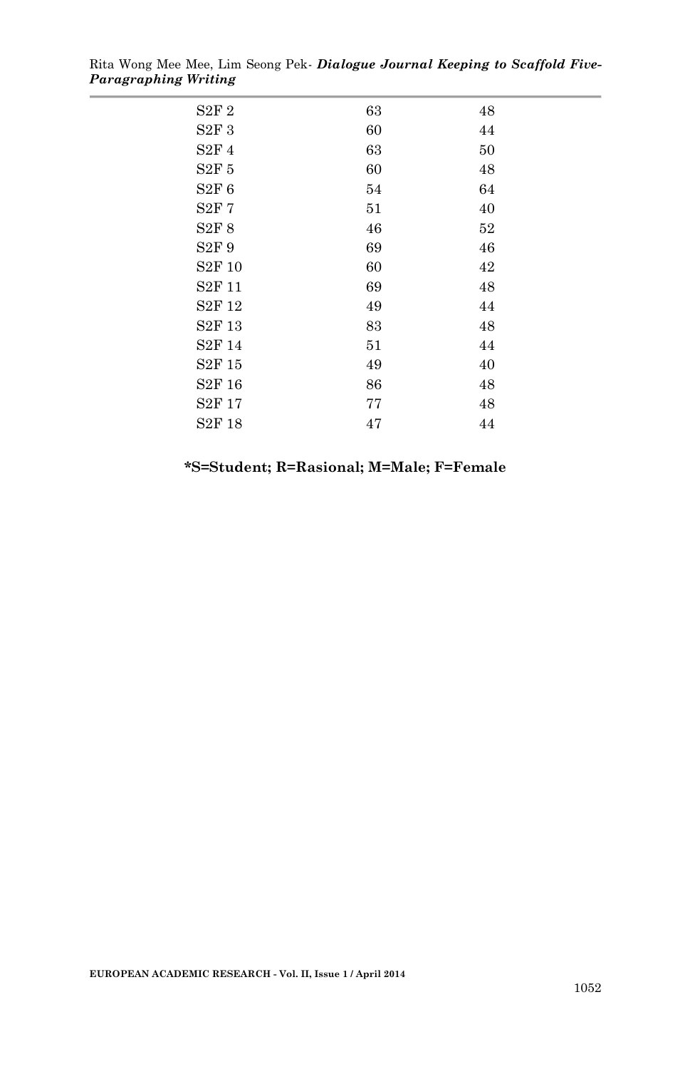| | | |
|---|---|---|
| S2F 2 | 63 | 48 |
| S2F 3 | 60 | 44 |
| S2F 4 | 63 | 50 |
| S2F 5 | 60 | 48 |
| S2F 6 | 54 | 64 |
| S2F 7 | 51 | 40 |
| S2F 8 | 46 | 52 |
| S2F 9 | 69 | 46 |
| S2F 10 | 60 | 42 |
| S2F 11 | 69 | 48 |
| S2F 12 | 49 | 44 |
| S2F 13 | 83 | 48 |
| S2F 14 | 51 | 44 |
| S2F 15 | 49 | 40 |
| S2F 16 | 86 | 48 |
| S2F 17 | 77 | 48 |
| S2F 18 | 47 | 44 |

**\*S=Student; R=Rasional; M=Male; F=Female**